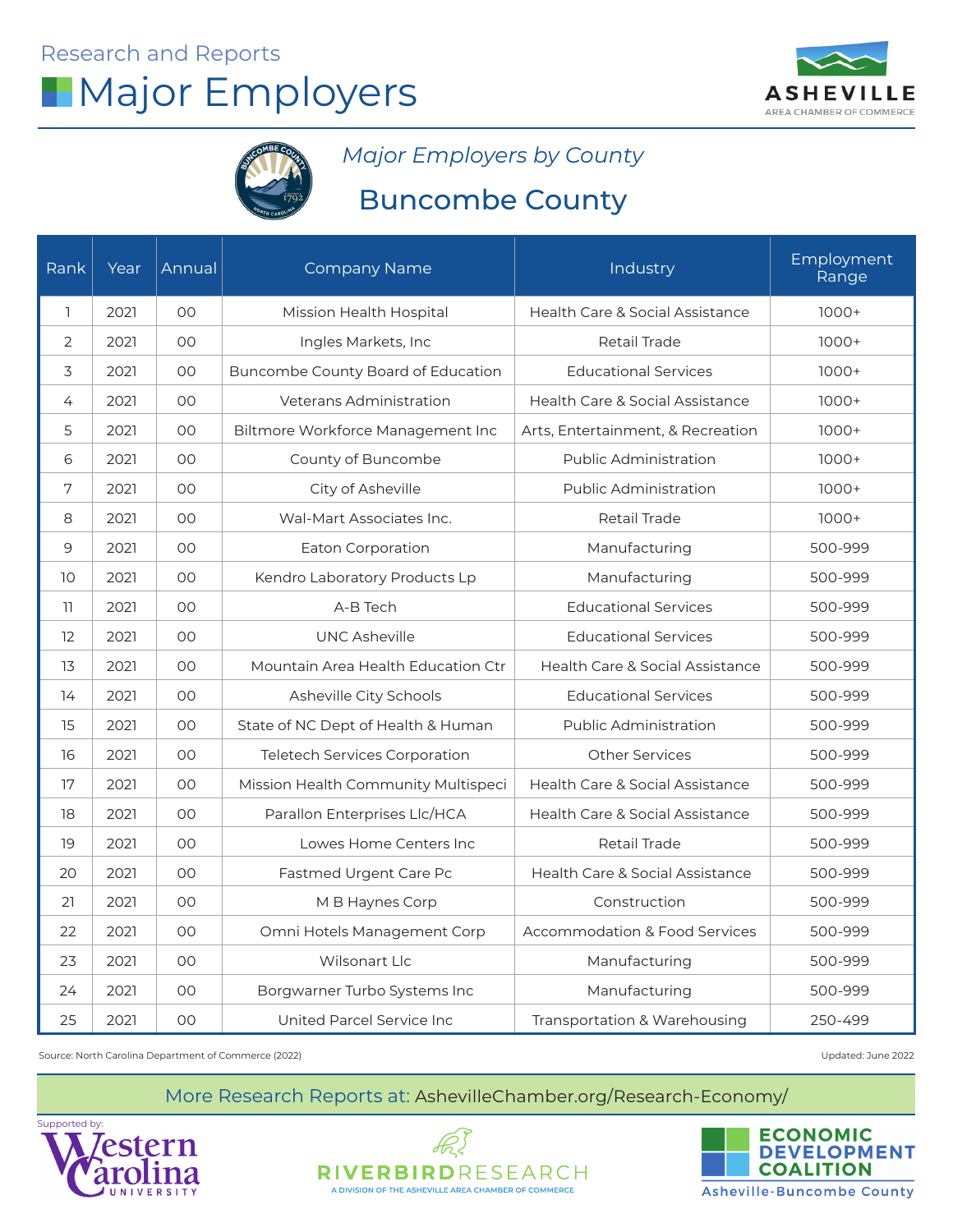Research and Reports

# Major Employers

ASHEVILLE
AREA CHAMBER OF COMMERCE

*Major Employers by County*

## Buncombe County

| Rank | Year | Annual | Company Name | Industry | Employment Range |
|---|---|---|---|---|---|
| 1 | 2021 | 00 | Mission Health Hospital | Health Care & Social Assistance | 1000+ |
| 2 | 2021 | 00 | Ingles Markets, Inc | Retail Trade | 1000+ |
| 3 | 2021 | 00 | Buncombe County Board of Education | Educational Services | 1000+ |
| 4 | 2021 | 00 | Veterans Administration | Health Care & Social Assistance | 1000+ |
| 5 | 2021 | 00 | Biltmore Workforce Management Inc | Arts, Entertainment, & Recreation | 1000+ |
| 6 | 2021 | 00 | County of Buncombe | Public Administration | 1000+ |
| 7 | 2021 | 00 | City of Asheville | Public Administration | 1000+ |
| 8 | 2021 | 00 | Wal-Mart Associates Inc. | Retail Trade | 1000+ |
| 9 | 2021 | 00 | Eaton Corporation | Manufacturing | 500-999 |
| 10 | 2021 | 00 | Kendro Laboratory Products Lp | Manufacturing | 500-999 |
| 11 | 2021 | 00 | A-B Tech | Educational Services | 500-999 |
| 12 | 2021 | 00 | UNC Asheville | Educational Services | 500-999 |
| 13 | 2021 | 00 | Mountain Area Health Education Ctr | Health Care & Social Assistance | 500-999 |
| 14 | 2021 | 00 | Asheville City Schools | Educational Services | 500-999 |
| 15 | 2021 | 00 | State of NC Dept of Health & Human | Public Administration | 500-999 |
| 16 | 2021 | 00 | Teletech Services Corporation | Other Services | 500-999 |
| 17 | 2021 | 00 | Mission Health Community Multispeci | Health Care & Social Assistance | 500-999 |
| 18 | 2021 | 00 | Parallon Enterprises Llc/HCA | Health Care & Social Assistance | 500-999 |
| 19 | 2021 | 00 | Lowes Home Centers Inc | Retail Trade | 500-999 |
| 20 | 2021 | 00 | Fastmed Urgent Care Pc | Health Care & Social Assistance | 500-999 |
| 21 | 2021 | 00 | M B Haynes Corp | Construction | 500-999 |
| 22 | 2021 | 00 | Omni Hotels Management Corp | Accommodation & Food Services | 500-999 |
| 23 | 2021 | 00 | Wilsonart Llc | Manufacturing | 500-999 |
| 24 | 2021 | 00 | Borgwarner Turbo Systems Inc | Manufacturing | 500-999 |
| 25 | 2021 | 00 | United Parcel Service Inc | Transportation & Warehousing | 250-499 |

Source: North Carolina Department of Commerce (2022)

Updated: June 2022

More Research Reports at: AshevilleChamber.org/Research-Economy/

Supported by: Western Carolina University

RIVERBIRDRESEARCH — A DIVISION OF THE ASHEVILLE AREA CHAMBER OF COMMERCE

ECONOMIC DEVELOPMENT COALITION — Asheville-Buncombe County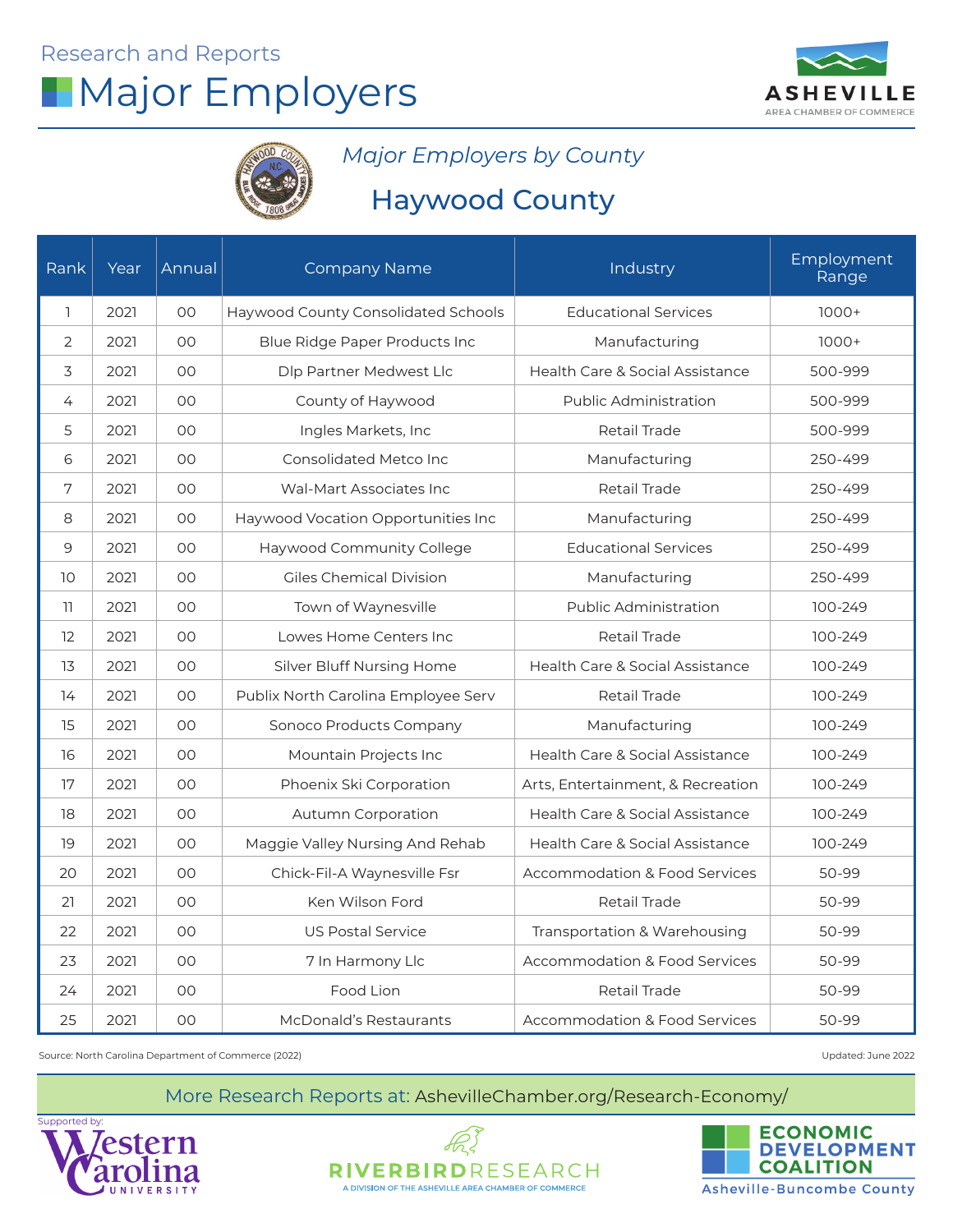Research and Reports

# Major Employers

*Major Employers by County*

## Haywood County

| Rank | Year | Annual | Company Name | Industry | Employment Range |
|---|---|---|---|---|---|
| 1 | 2021 | 00 | Haywood County Consolidated Schools | Educational Services | 1000+ |
| 2 | 2021 | 00 | Blue Ridge Paper Products Inc | Manufacturing | 1000+ |
| 3 | 2021 | 00 | Dlp Partner Medwest Llc | Health Care & Social Assistance | 500-999 |
| 4 | 2021 | 00 | County of Haywood | Public Administration | 500-999 |
| 5 | 2021 | 00 | Ingles Markets, Inc | Retail Trade | 500-999 |
| 6 | 2021 | 00 | Consolidated Metco Inc | Manufacturing | 250-499 |
| 7 | 2021 | 00 | Wal-Mart Associates Inc | Retail Trade | 250-499 |
| 8 | 2021 | 00 | Haywood Vocation Opportunities Inc | Manufacturing | 250-499 |
| 9 | 2021 | 00 | Haywood Community College | Educational Services | 250-499 |
| 10 | 2021 | 00 | Giles Chemical Division | Manufacturing | 250-499 |
| 11 | 2021 | 00 | Town of Waynesville | Public Administration | 100-249 |
| 12 | 2021 | 00 | Lowes Home Centers Inc | Retail Trade | 100-249 |
| 13 | 2021 | 00 | Silver Bluff Nursing Home | Health Care & Social Assistance | 100-249 |
| 14 | 2021 | 00 | Publix North Carolina Employee Serv | Retail Trade | 100-249 |
| 15 | 2021 | 00 | Sonoco Products Company | Manufacturing | 100-249 |
| 16 | 2021 | 00 | Mountain Projects Inc | Health Care & Social Assistance | 100-249 |
| 17 | 2021 | 00 | Phoenix Ski Corporation | Arts, Entertainment, & Recreation | 100-249 |
| 18 | 2021 | 00 | Autumn Corporation | Health Care & Social Assistance | 100-249 |
| 19 | 2021 | 00 | Maggie Valley Nursing And Rehab | Health Care & Social Assistance | 100-249 |
| 20 | 2021 | 00 | Chick-Fil-A Waynesville Fsr | Accommodation & Food Services | 50-99 |
| 21 | 2021 | 00 | Ken Wilson Ford | Retail Trade | 50-99 |
| 22 | 2021 | 00 | US Postal Service | Transportation & Warehousing | 50-99 |
| 23 | 2021 | 00 | 7 In Harmony Llc | Accommodation & Food Services | 50-99 |
| 24 | 2021 | 00 | Food Lion | Retail Trade | 50-99 |
| 25 | 2021 | 00 | McDonald's Restaurants | Accommodation & Food Services | 50-99 |

Source: North Carolina Department of Commerce (2022)

Updated: June 2022

More Research Reports at: AshevilleChamber.org/Research-Economy/

Supported by: Western Carolina University

RIVERBIRD RESEARCH — A DIVISION OF THE ASHEVILLE AREA CHAMBER OF COMMERCE

ECONOMIC DEVELOPMENT COALITION — Asheville-Buncombe County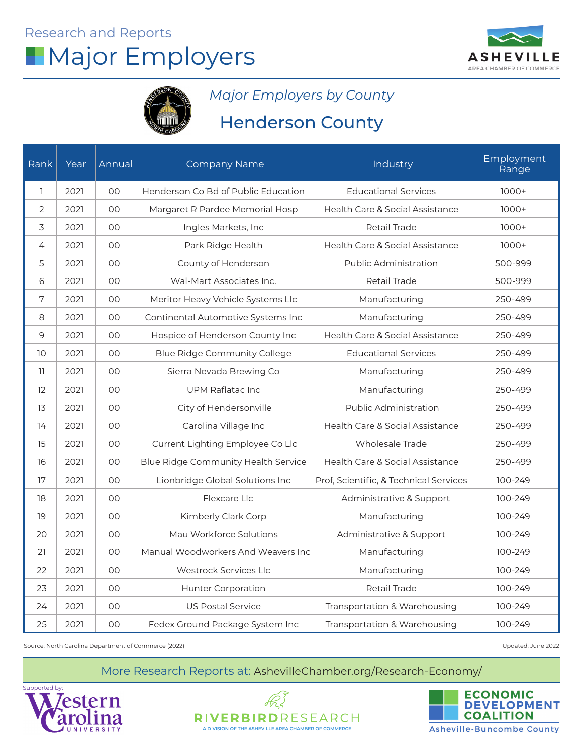Research and Reports

# Major Employers

*Major Employers by County*

## Henderson County

| Rank | Year | Annual | Company Name | Industry | Employment Range |
|---|---|---|---|---|---|
| 1 | 2021 | 00 | Henderson Co Bd of Public Education | Educational Services | 1000+ |
| 2 | 2021 | 00 | Margaret R Pardee Memorial Hosp | Health Care & Social Assistance | 1000+ |
| 3 | 2021 | 00 | Ingles Markets, Inc | Retail Trade | 1000+ |
| 4 | 2021 | 00 | Park Ridge Health | Health Care & Social Assistance | 1000+ |
| 5 | 2021 | 00 | County of Henderson | Public Administration | 500-999 |
| 6 | 2021 | 00 | Wal-Mart Associates Inc. | Retail Trade | 500-999 |
| 7 | 2021 | 00 | Meritor Heavy Vehicle Systems Llc | Manufacturing | 250-499 |
| 8 | 2021 | 00 | Continental Automotive Systems Inc | Manufacturing | 250-499 |
| 9 | 2021 | 00 | Hospice of Henderson County Inc | Health Care & Social Assistance | 250-499 |
| 10 | 2021 | 00 | Blue Ridge Community College | Educational Services | 250-499 |
| 11 | 2021 | 00 | Sierra Nevada Brewing Co | Manufacturing | 250-499 |
| 12 | 2021 | 00 | UPM Raflatac Inc | Manufacturing | 250-499 |
| 13 | 2021 | 00 | City of Hendersonville | Public Administration | 250-499 |
| 14 | 2021 | 00 | Carolina Village Inc | Health Care & Social Assistance | 250-499 |
| 15 | 2021 | 00 | Current Lighting Employee Co Llc | Wholesale Trade | 250-499 |
| 16 | 2021 | 00 | Blue Ridge Community Health Service | Health Care & Social Assistance | 250-499 |
| 17 | 2021 | 00 | Lionbridge Global Solutions Inc | Prof, Scientific, & Technical Services | 100-249 |
| 18 | 2021 | 00 | Flexcare Llc | Administrative & Support | 100-249 |
| 19 | 2021 | 00 | Kimberly Clark Corp | Manufacturing | 100-249 |
| 20 | 2021 | 00 | Mau Workforce Solutions | Administrative & Support | 100-249 |
| 21 | 2021 | 00 | Manual Woodworkers And Weavers Inc | Manufacturing | 100-249 |
| 22 | 2021 | 00 | Westrock Services Llc | Manufacturing | 100-249 |
| 23 | 2021 | 00 | Hunter Corporation | Retail Trade | 100-249 |
| 24 | 2021 | 00 | US Postal Service | Transportation & Warehousing | 100-249 |
| 25 | 2021 | 00 | Fedex Ground Package System Inc | Transportation & Warehousing | 100-249 |

Source: North Carolina Department of Commerce (2022)

Updated: June 2022

More Research Reports at: AshevilleChamber.org/Research-Economy/

Supported by: Western Carolina University | RiverBird Research, A Division of the Asheville Area Chamber of Commerce | Economic Development Coalition Asheville-Buncombe County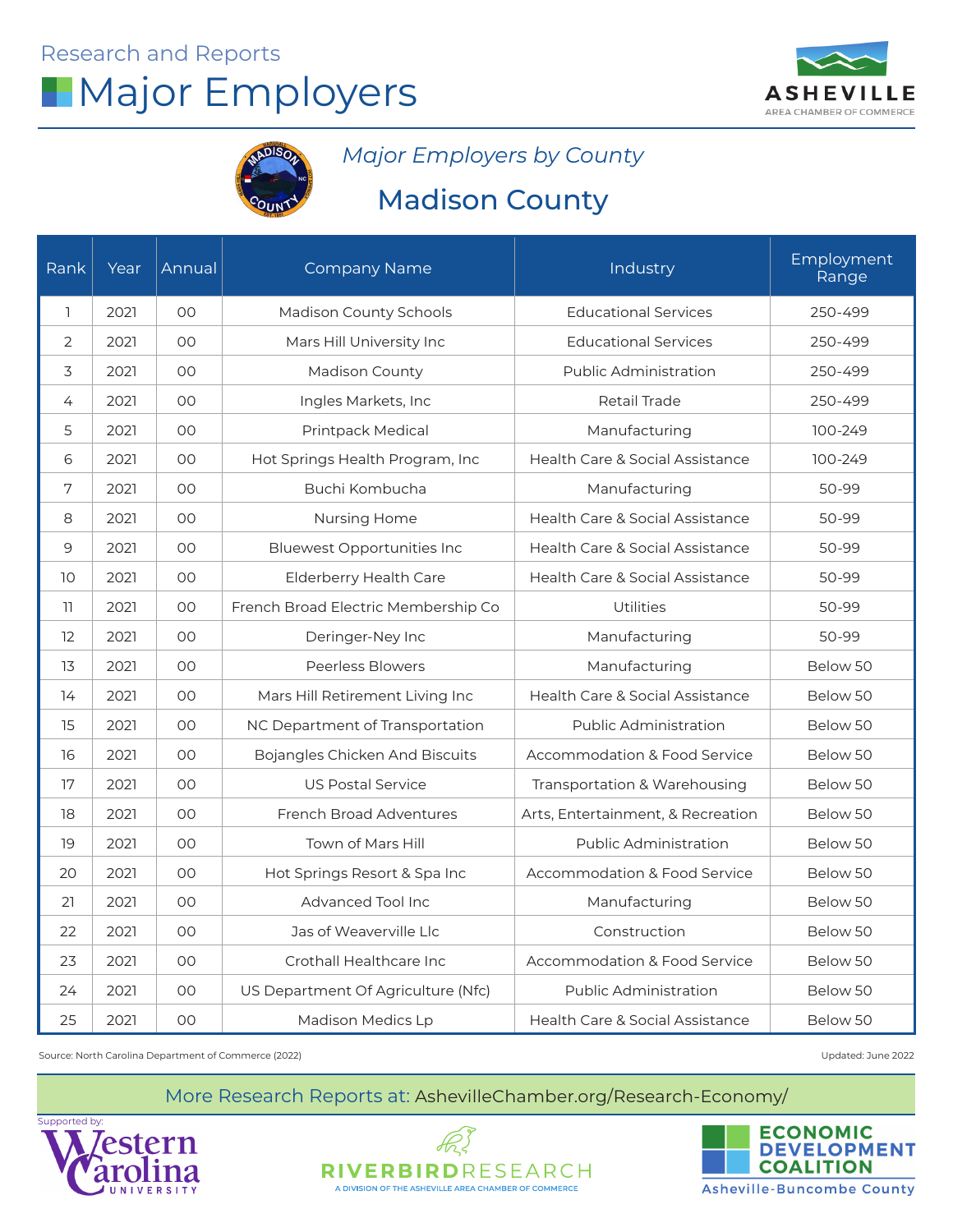Research and Reports

# Major Employers

ASHEVILLE AREA CHAMBER OF COMMERCE

*Major Employers by County*

## Madison County

| Rank | Year | Annual | Company Name | Industry | Employment Range |
|---|---|---|---|---|---|
| 1 | 2021 | 00 | Madison County Schools | Educational Services | 250-499 |
| 2 | 2021 | 00 | Mars Hill University Inc | Educational Services | 250-499 |
| 3 | 2021 | 00 | Madison County | Public Administration | 250-499 |
| 4 | 2021 | 00 | Ingles Markets, Inc | Retail Trade | 250-499 |
| 5 | 2021 | 00 | Printpack Medical | Manufacturing | 100-249 |
| 6 | 2021 | 00 | Hot Springs Health Program, Inc | Health Care & Social Assistance | 100-249 |
| 7 | 2021 | 00 | Buchi Kombucha | Manufacturing | 50-99 |
| 8 | 2021 | 00 | Nursing Home | Health Care & Social Assistance | 50-99 |
| 9 | 2021 | 00 | Bluewest Opportunities Inc | Health Care & Social Assistance | 50-99 |
| 10 | 2021 | 00 | Elderberry Health Care | Health Care & Social Assistance | 50-99 |
| 11 | 2021 | 00 | French Broad Electric Membership Co | Utilities | 50-99 |
| 12 | 2021 | 00 | Deringer-Ney Inc | Manufacturing | 50-99 |
| 13 | 2021 | 00 | Peerless Blowers | Manufacturing | Below 50 |
| 14 | 2021 | 00 | Mars Hill Retirement Living Inc | Health Care & Social Assistance | Below 50 |
| 15 | 2021 | 00 | NC Department of Transportation | Public Administration | Below 50 |
| 16 | 2021 | 00 | Bojangles Chicken And Biscuits | Accommodation & Food Service | Below 50 |
| 17 | 2021 | 00 | US Postal Service | Transportation & Warehousing | Below 50 |
| 18 | 2021 | 00 | French Broad Adventures | Arts, Entertainment, & Recreation | Below 50 |
| 19 | 2021 | 00 | Town of Mars Hill | Public Administration | Below 50 |
| 20 | 2021 | 00 | Hot Springs Resort & Spa Inc | Accommodation & Food Service | Below 50 |
| 21 | 2021 | 00 | Advanced Tool Inc | Manufacturing | Below 50 |
| 22 | 2021 | 00 | Jas of Weaverville Llc | Construction | Below 50 |
| 23 | 2021 | 00 | Crothall Healthcare Inc | Accommodation & Food Service | Below 50 |
| 24 | 2021 | 00 | US Department Of Agriculture (Nfc) | Public Administration | Below 50 |
| 25 | 2021 | 00 | Madison Medics Lp | Health Care & Social Assistance | Below 50 |

Source: North Carolina Department of Commerce (2022)

Updated: June 2022

More Research Reports at: AshevilleChamber.org/Research-Economy/

Supported by: Western Carolina University

RIVERBIRDRESEARCH — A DIVISION OF THE ASHEVILLE AREA CHAMBER OF COMMERCE

ECONOMIC DEVELOPMENT COALITION — Asheville-Buncombe County